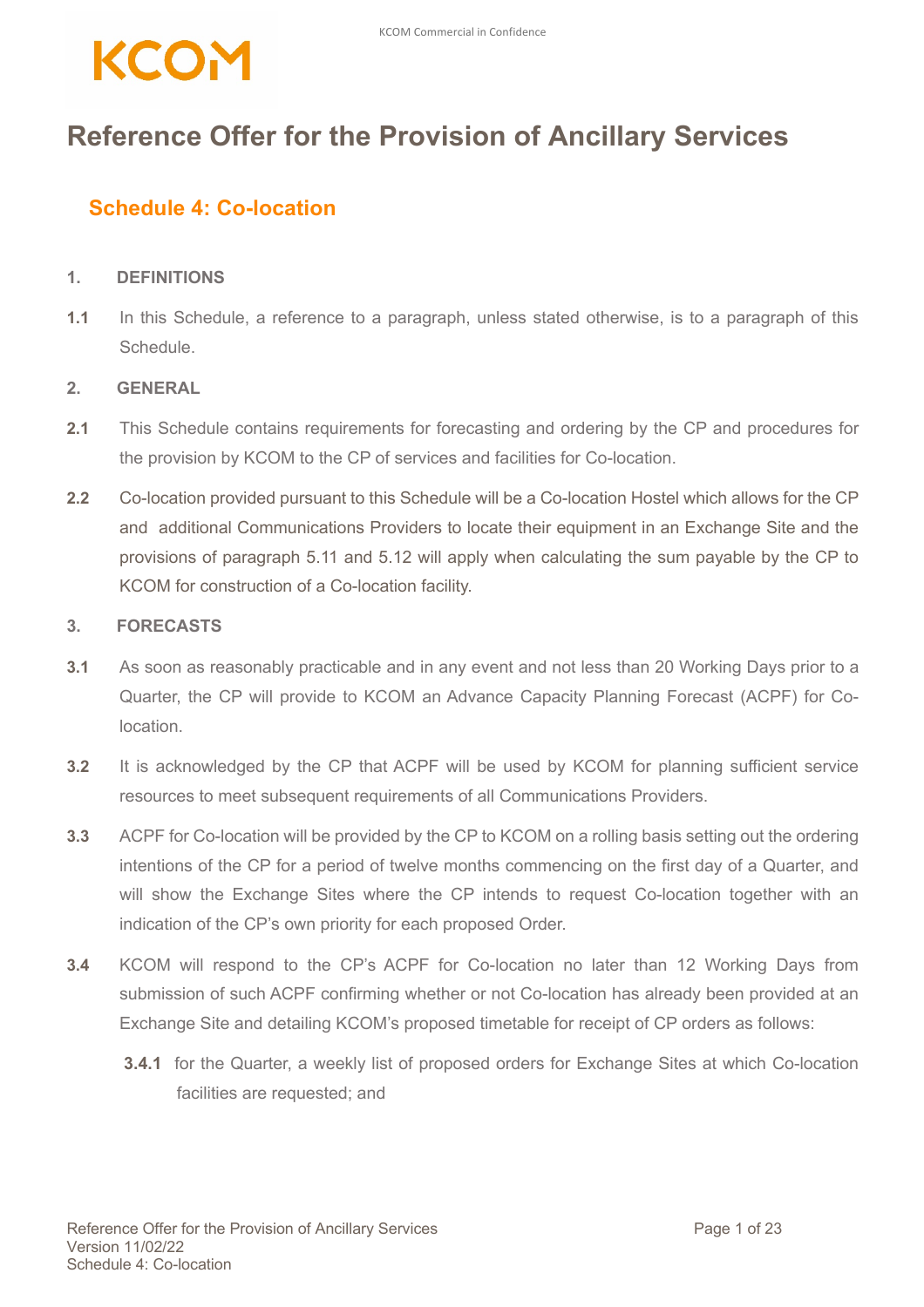# Reference Offer for the Provision of Ancillary Services

## Schedule 4: Co-location

### 1. DEFINITIONS

**1.1** In this Schedule, a reference to a paragraph, unless stated otherwise, is to a paragraph of this Schedule.

### 2. GENERAL

**2.1** This Schedule contains requirements for forecasting and ordering by the CP and procedures for the provision by KCOM to the CP of services and facilities for Co-location.

**2.2** Co-location provided pursuant to this Schedule will be a Co-location Hostel which allows for the CP and additional Communications Providers to locate their equipment in an Exchange Site and the provisions of paragraph 5.11 and 5.12 will apply when calculating the sum payable by the CP to KCOM for construction of a Co-location facility.

### 3. FORECASTS

**3.1** As soon as reasonably practicable and in any event and not less than 20 Working Days prior to a Quarter, the CP will provide to KCOM an Advance Capacity Planning Forecast (ACPF) for Co-location.

**3.2** It is acknowledged by the CP that ACPF will be used by KCOM for planning sufficient service resources to meet subsequent requirements of all Communications Providers.

**3.3** ACPF for Co-location will be provided by the CP to KCOM on a rolling basis setting out the ordering intentions of the CP for a period of twelve months commencing on the first day of a Quarter, and will show the Exchange Sites where the CP intends to request Co-location together with an indication of the CP's own priority for each proposed Order.

**3.4** KCOM will respond to the CP's ACPF for Co-location no later than 12 Working Days from submission of such ACPF confirming whether or not Co-location has already been provided at an Exchange Site and detailing KCOM's proposed timetable for receipt of CP orders as follows:

**3.4.1** for the Quarter, a weekly list of proposed orders for Exchange Sites at which Co-location facilities are requested; and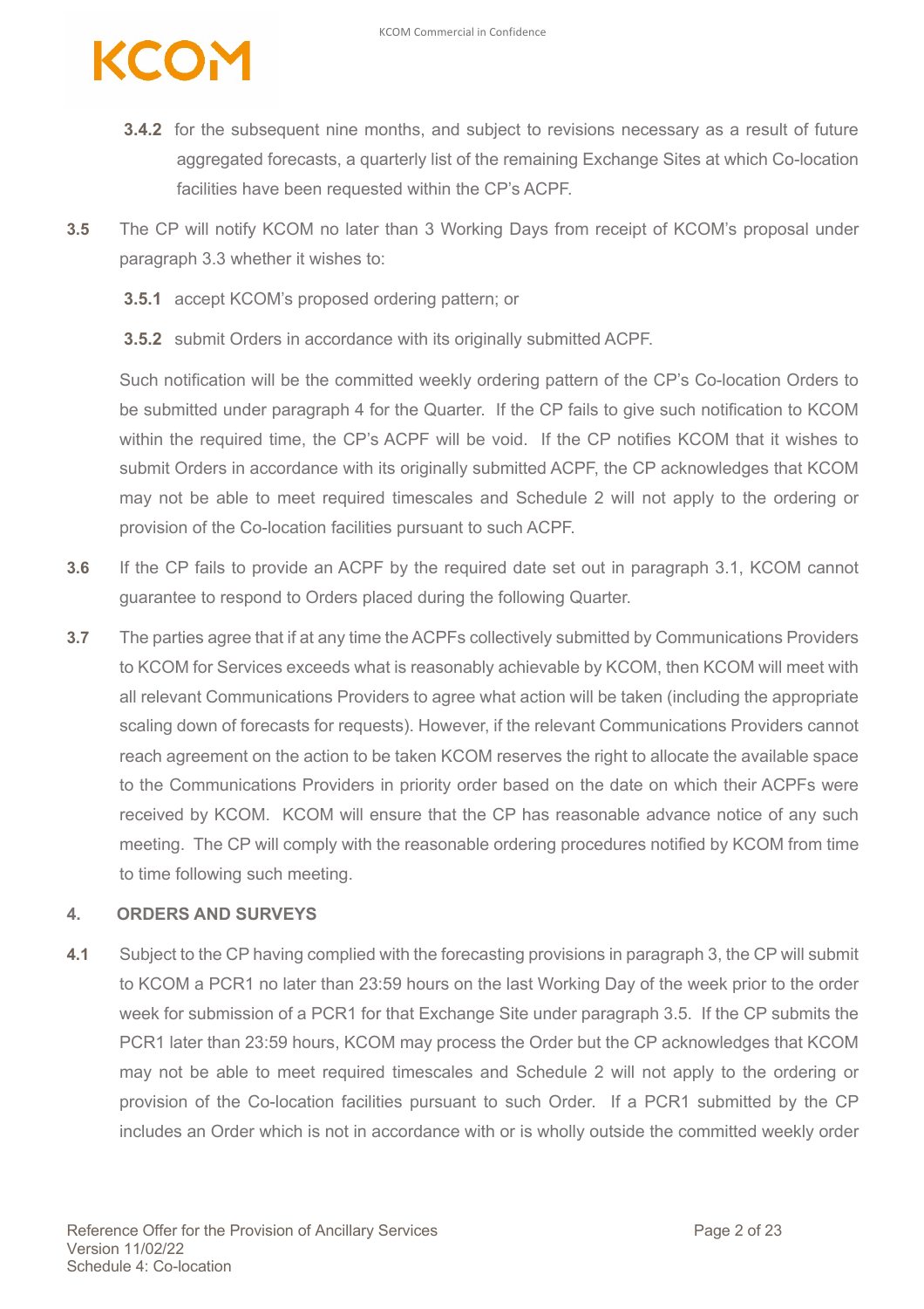**3.4.2** for the subsequent nine months, and subject to revisions necessary as a result of future aggregated forecasts, a quarterly list of the remaining Exchange Sites at which Co-location facilities have been requested within the CP's ACPF.

**3.5** The CP will notify KCOM no later than 3 Working Days from receipt of KCOM's proposal under paragraph 3.3 whether it wishes to:

**3.5.1** accept KCOM's proposed ordering pattern; or

**3.5.2** submit Orders in accordance with its originally submitted ACPF.

Such notification will be the committed weekly ordering pattern of the CP's Co-location Orders to be submitted under paragraph 4 for the Quarter. If the CP fails to give such notification to KCOM within the required time, the CP's ACPF will be void. If the CP notifies KCOM that it wishes to submit Orders in accordance with its originally submitted ACPF, the CP acknowledges that KCOM may not be able to meet required timescales and Schedule 2 will not apply to the ordering or provision of the Co-location facilities pursuant to such ACPF.

**3.6** If the CP fails to provide an ACPF by the required date set out in paragraph 3.1, KCOM cannot guarantee to respond to Orders placed during the following Quarter.

**3.7** The parties agree that if at any time the ACPFs collectively submitted by Communications Providers to KCOM for Services exceeds what is reasonably achievable by KCOM, then KCOM will meet with all relevant Communications Providers to agree what action will be taken (including the appropriate scaling down of forecasts for requests). However, if the relevant Communications Providers cannot reach agreement on the action to be taken KCOM reserves the right to allocate the available space to the Communications Providers in priority order based on the date on which their ACPFs were received by KCOM. KCOM will ensure that the CP has reasonable advance notice of any such meeting. The CP will comply with the reasonable ordering procedures notified by KCOM from time to time following such meeting.

## 4. ORDERS AND SURVEYS

**4.1** Subject to the CP having complied with the forecasting provisions in paragraph 3, the CP will submit to KCOM a PCR1 no later than 23:59 hours on the last Working Day of the week prior to the order week for submission of a PCR1 for that Exchange Site under paragraph 3.5. If the CP submits the PCR1 later than 23:59 hours, KCOM may process the Order but the CP acknowledges that KCOM may not be able to meet required timescales and Schedule 2 will not apply to the ordering or provision of the Co-location facilities pursuant to such Order. If a PCR1 submitted by the CP includes an Order which is not in accordance with or is wholly outside the committed weekly order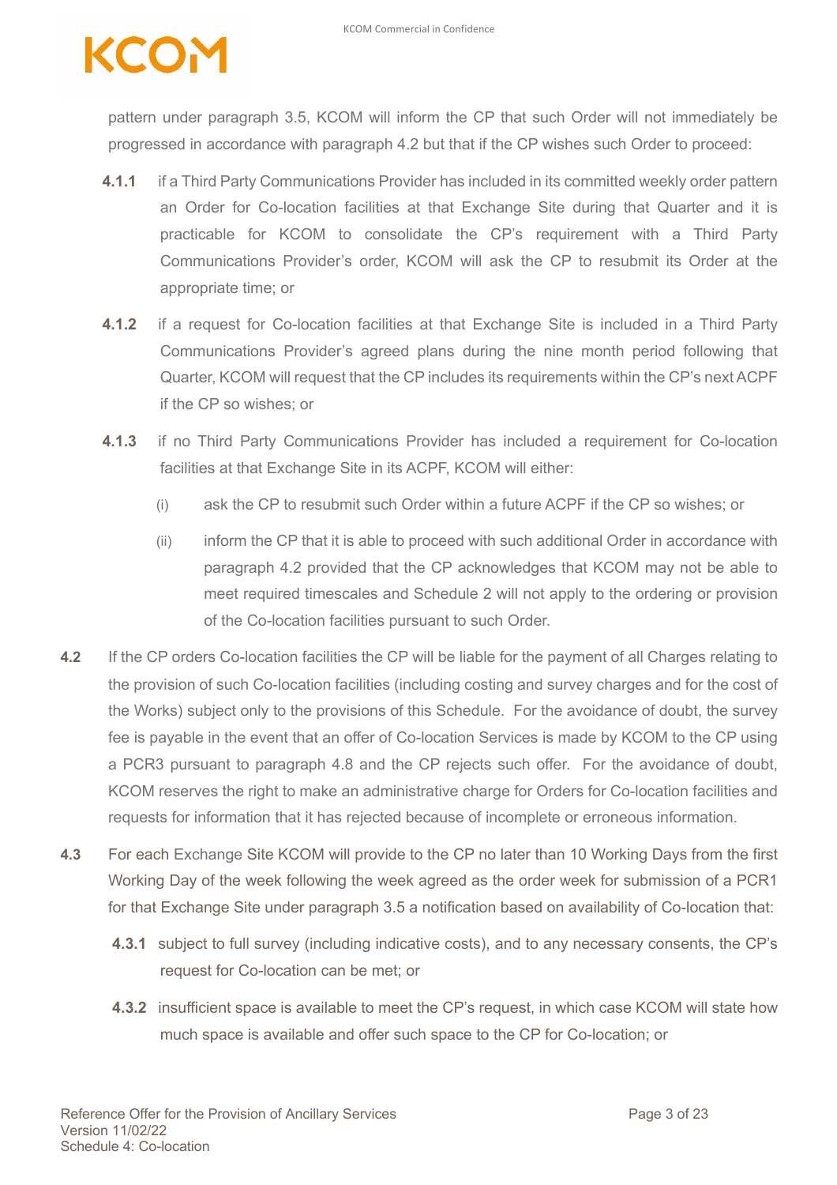pattern under paragraph 3.5, KCOM will inform the CP that such Order will not immediately be progressed in accordance with paragraph 4.2 but that if the CP wishes such Order to proceed:

**4.1.1** if a Third Party Communications Provider has included in its committed weekly order pattern an Order for Co-location facilities at that Exchange Site during that Quarter and it is practicable for KCOM to consolidate the CP's requirement with a Third Party Communications Provider's order, KCOM will ask the CP to resubmit its Order at the appropriate time; or

**4.1.2** if a request for Co-location facilities at that Exchange Site is included in a Third Party Communications Provider's agreed plans during the nine month period following that Quarter, KCOM will request that the CP includes its requirements within the CP's next ACPF if the CP so wishes; or

**4.1.3** if no Third Party Communications Provider has included a requirement for Co-location facilities at that Exchange Site in its ACPF, KCOM will either:

(i) ask the CP to resubmit such Order within a future ACPF if the CP so wishes; or

(ii) inform the CP that it is able to proceed with such additional Order in accordance with paragraph 4.2 provided that the CP acknowledges that KCOM may not be able to meet required timescales and Schedule 2 will not apply to the ordering or provision of the Co-location facilities pursuant to such Order.

**4.2** If the CP orders Co-location facilities the CP will be liable for the payment of all Charges relating to the provision of such Co-location facilities (including costing and survey charges and for the cost of the Works) subject only to the provisions of this Schedule. For the avoidance of doubt, the survey fee is payable in the event that an offer of Co-location Services is made by KCOM to the CP using a PCR3 pursuant to paragraph 4.8 and the CP rejects such offer. For the avoidance of doubt, KCOM reserves the right to make an administrative charge for Orders for Co-location facilities and requests for information that it has rejected because of incomplete or erroneous information.

**4.3** For each Exchange Site KCOM will provide to the CP no later than 10 Working Days from the first Working Day of the week following the week agreed as the order week for submission of a PCR1 for that Exchange Site under paragraph 3.5 a notification based on availability of Co-location that:

**4.3.1** subject to full survey (including indicative costs), and to any necessary consents, the CP's request for Co-location can be met; or

**4.3.2** insufficient space is available to meet the CP's request, in which case KCOM will state how much space is available and offer such space to the CP for Co-location; or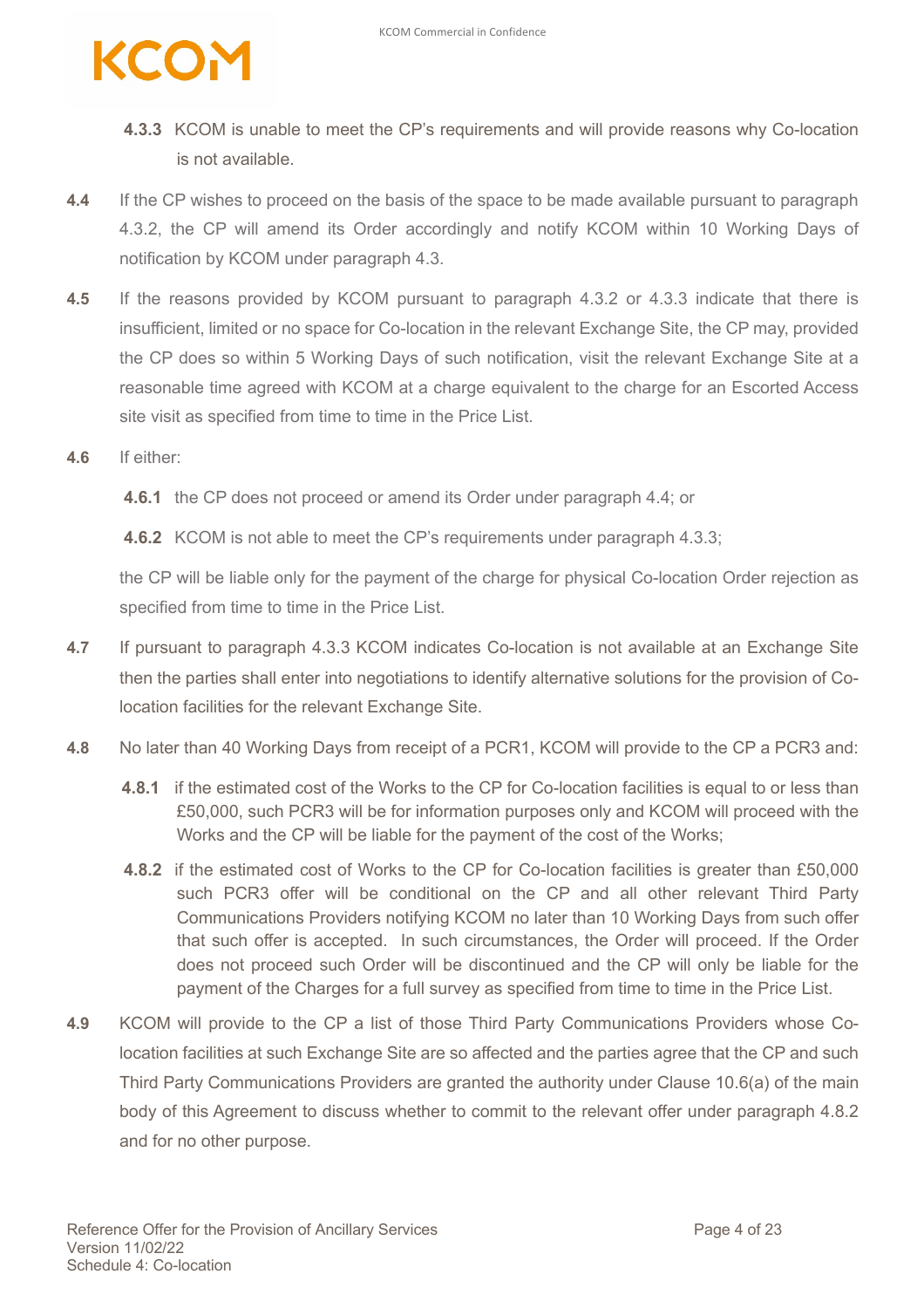**4.3.3** KCOM is unable to meet the CP's requirements and will provide reasons why Co-location is not available.

**4.4** If the CP wishes to proceed on the basis of the space to be made available pursuant to paragraph 4.3.2, the CP will amend its Order accordingly and notify KCOM within 10 Working Days of notification by KCOM under paragraph 4.3.

**4.5** If the reasons provided by KCOM pursuant to paragraph 4.3.2 or 4.3.3 indicate that there is insufficient, limited or no space for Co-location in the relevant Exchange Site, the CP may, provided the CP does so within 5 Working Days of such notification, visit the relevant Exchange Site at a reasonable time agreed with KCOM at a charge equivalent to the charge for an Escorted Access site visit as specified from time to time in the Price List.

**4.6** If either:

**4.6.1** the CP does not proceed or amend its Order under paragraph 4.4; or

**4.6.2** KCOM is not able to meet the CP's requirements under paragraph 4.3.3;

the CP will be liable only for the payment of the charge for physical Co-location Order rejection as specified from time to time in the Price List.

**4.7** If pursuant to paragraph 4.3.3 KCOM indicates Co-location is not available at an Exchange Site then the parties shall enter into negotiations to identify alternative solutions for the provision of Co-location facilities for the relevant Exchange Site.

**4.8** No later than 40 Working Days from receipt of a PCR1, KCOM will provide to the CP a PCR3 and:

**4.8.1** if the estimated cost of the Works to the CP for Co-location facilities is equal to or less than £50,000, such PCR3 will be for information purposes only and KCOM will proceed with the Works and the CP will be liable for the payment of the cost of the Works;

**4.8.2** if the estimated cost of Works to the CP for Co-location facilities is greater than £50,000 such PCR3 offer will be conditional on the CP and all other relevant Third Party Communications Providers notifying KCOM no later than 10 Working Days from such offer that such offer is accepted. In such circumstances, the Order will proceed. If the Order does not proceed such Order will be discontinued and the CP will only be liable for the payment of the Charges for a full survey as specified from time to time in the Price List.

**4.9** KCOM will provide to the CP a list of those Third Party Communications Providers whose Co-location facilities at such Exchange Site are so affected and the parties agree that the CP and such Third Party Communications Providers are granted the authority under Clause 10.6(a) of the main body of this Agreement to discuss whether to commit to the relevant offer under paragraph 4.8.2 and for no other purpose.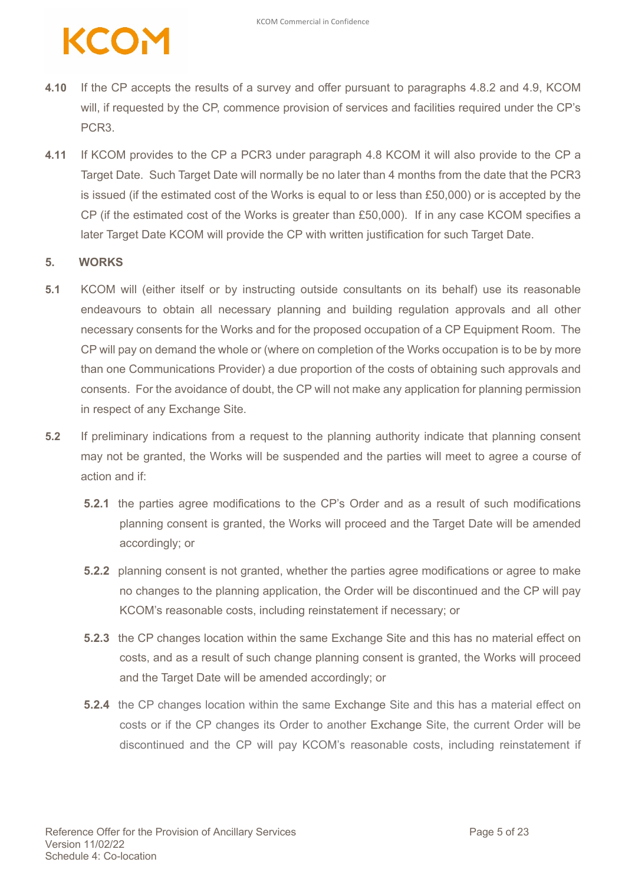**4.10** If the CP accepts the results of a survey and offer pursuant to paragraphs 4.8.2 and 4.9, KCOM will, if requested by the CP, commence provision of services and facilities required under the CP's PCR3.

**4.11** If KCOM provides to the CP a PCR3 under paragraph 4.8 KCOM it will also provide to the CP a Target Date. Such Target Date will normally be no later than 4 months from the date that the PCR3 is issued (if the estimated cost of the Works is equal to or less than £50,000) or is accepted by the CP (if the estimated cost of the Works is greater than £50,000). If in any case KCOM specifies a later Target Date KCOM will provide the CP with written justification for such Target Date.

## 5. WORKS

**5.1** KCOM will (either itself or by instructing outside consultants on its behalf) use its reasonable endeavours to obtain all necessary planning and building regulation approvals and all other necessary consents for the Works and for the proposed occupation of a CP Equipment Room. The CP will pay on demand the whole or (where on completion of the Works occupation is to be by more than one Communications Provider) a due proportion of the costs of obtaining such approvals and consents. For the avoidance of doubt, the CP will not make any application for planning permission in respect of any Exchange Site.

**5.2** If preliminary indications from a request to the planning authority indicate that planning consent may not be granted, the Works will be suspended and the parties will meet to agree a course of action and if:

**5.2.1** the parties agree modifications to the CP's Order and as a result of such modifications planning consent is granted, the Works will proceed and the Target Date will be amended accordingly; or

**5.2.2** planning consent is not granted, whether the parties agree modifications or agree to make no changes to the planning application, the Order will be discontinued and the CP will pay KCOM's reasonable costs, including reinstatement if necessary; or

**5.2.3** the CP changes location within the same Exchange Site and this has no material effect on costs, and as a result of such change planning consent is granted, the Works will proceed and the Target Date will be amended accordingly; or

**5.2.4** the CP changes location within the same Exchange Site and this has a material effect on costs or if the CP changes its Order to another Exchange Site, the current Order will be discontinued and the CP will pay KCOM's reasonable costs, including reinstatement if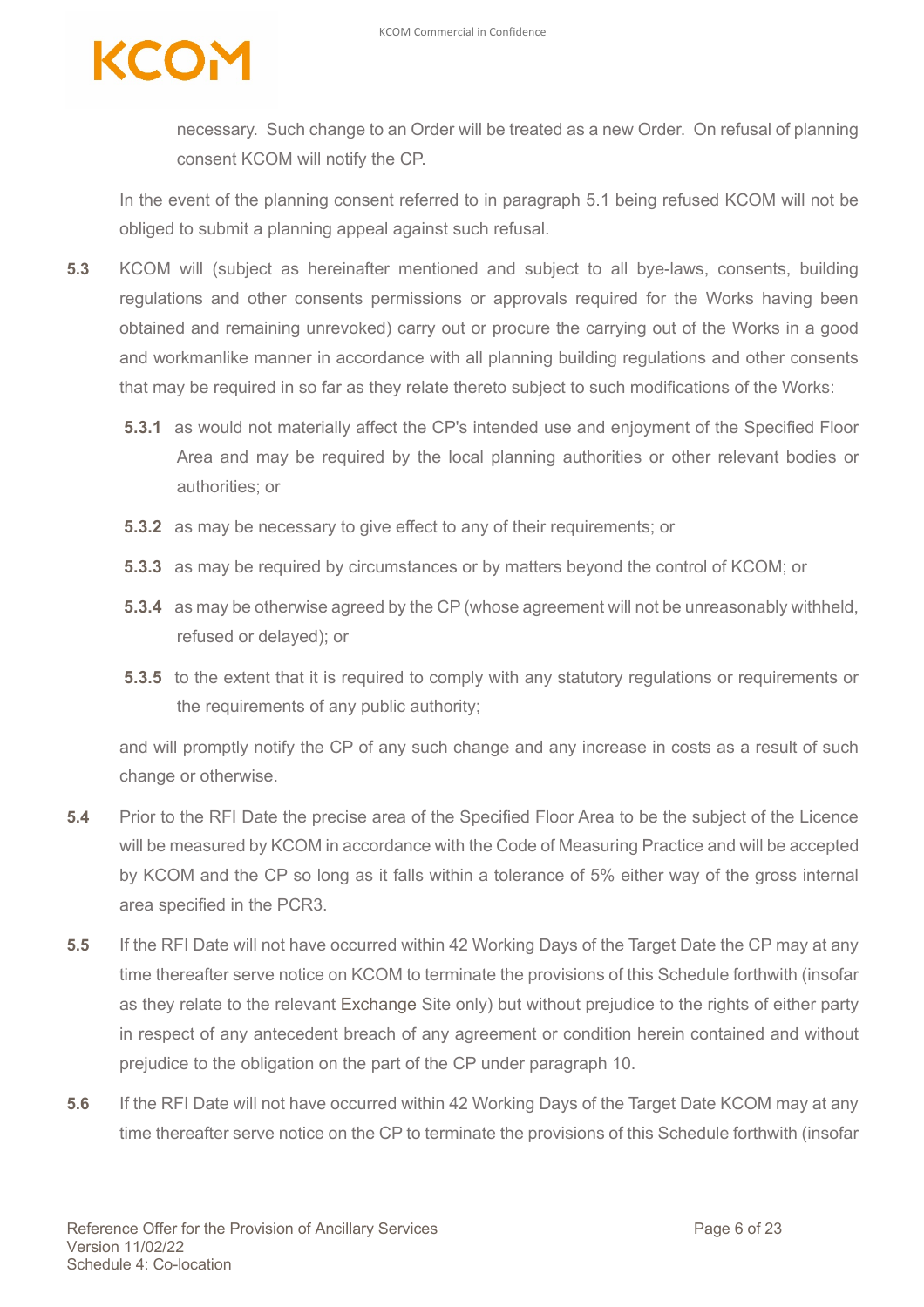necessary. Such change to an Order will be treated as a new Order. On refusal of planning consent KCOM will notify the CP.

In the event of the planning consent referred to in paragraph 5.1 being refused KCOM will not be obliged to submit a planning appeal against such refusal.

**5.3** KCOM will (subject as hereinafter mentioned and subject to all bye-laws, consents, building regulations and other consents permissions or approvals required for the Works having been obtained and remaining unrevoked) carry out or procure the carrying out of the Works in a good and workmanlike manner in accordance with all planning building regulations and other consents that may be required in so far as they relate thereto subject to such modifications of the Works:

**5.3.1** as would not materially affect the CP's intended use and enjoyment of the Specified Floor Area and may be required by the local planning authorities or other relevant bodies or authorities; or

**5.3.2** as may be necessary to give effect to any of their requirements; or

**5.3.3** as may be required by circumstances or by matters beyond the control of KCOM; or

**5.3.4** as may be otherwise agreed by the CP (whose agreement will not be unreasonably withheld, refused or delayed); or

**5.3.5** to the extent that it is required to comply with any statutory regulations or requirements or the requirements of any public authority;

and will promptly notify the CP of any such change and any increase in costs as a result of such change or otherwise.

**5.4** Prior to the RFI Date the precise area of the Specified Floor Area to be the subject of the Licence will be measured by KCOM in accordance with the Code of Measuring Practice and will be accepted by KCOM and the CP so long as it falls within a tolerance of 5% either way of the gross internal area specified in the PCR3.

**5.5** If the RFI Date will not have occurred within 42 Working Days of the Target Date the CP may at any time thereafter serve notice on KCOM to terminate the provisions of this Schedule forthwith (insofar as they relate to the relevant Exchange Site only) but without prejudice to the rights of either party in respect of any antecedent breach of any agreement or condition herein contained and without prejudice to the obligation on the part of the CP under paragraph 10.

**5.6** If the RFI Date will not have occurred within 42 Working Days of the Target Date KCOM may at any time thereafter serve notice on the CP to terminate the provisions of this Schedule forthwith (insofar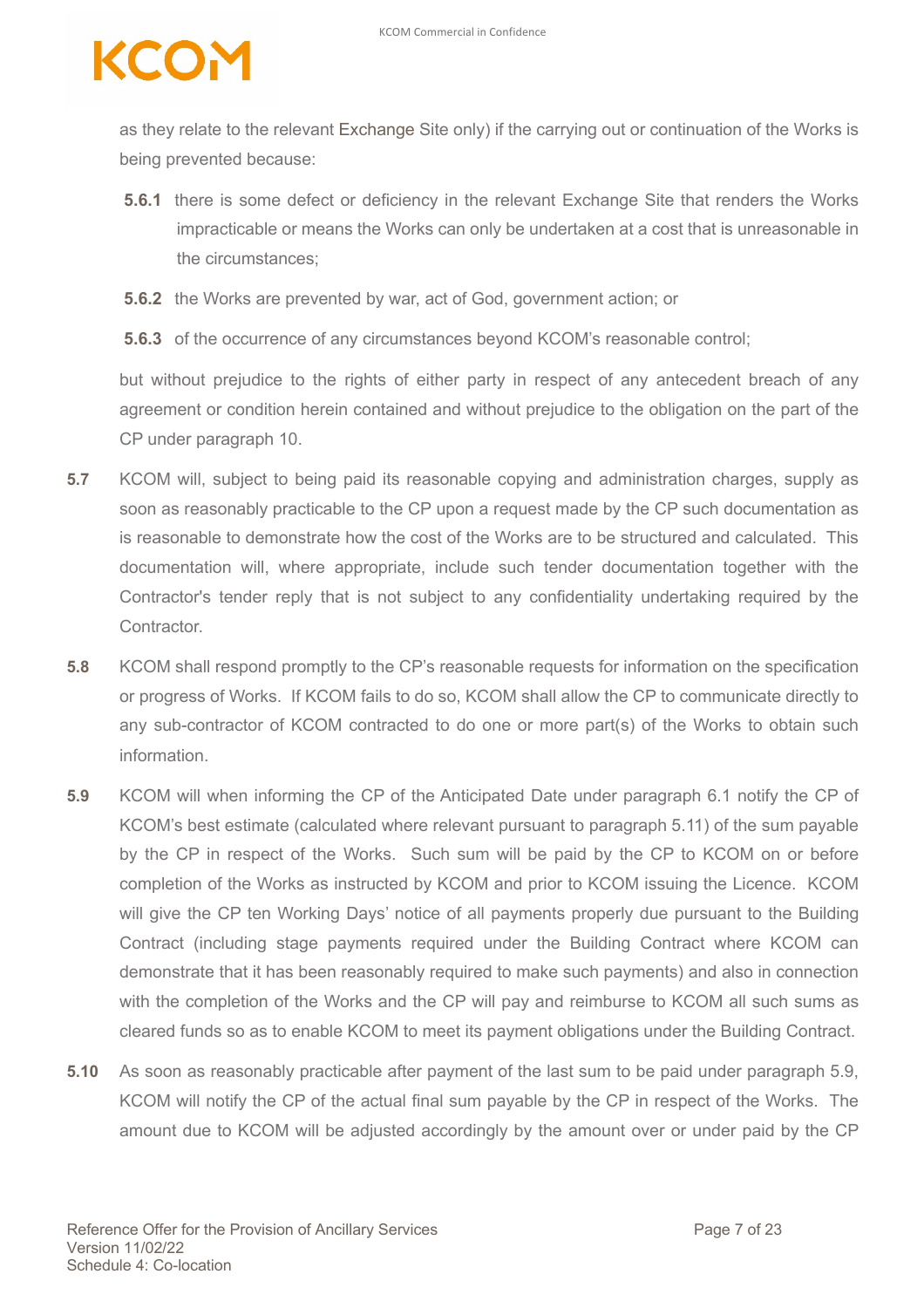as they relate to the relevant Exchange Site only) if the carrying out or continuation of the Works is being prevented because:

**5.6.1** there is some defect or deficiency in the relevant Exchange Site that renders the Works impracticable or means the Works can only be undertaken at a cost that is unreasonable in the circumstances;

**5.6.2** the Works are prevented by war, act of God, government action; or

**5.6.3** of the occurrence of any circumstances beyond KCOM's reasonable control;

but without prejudice to the rights of either party in respect of any antecedent breach of any agreement or condition herein contained and without prejudice to the obligation on the part of the CP under paragraph 10.

**5.7** KCOM will, subject to being paid its reasonable copying and administration charges, supply as soon as reasonably practicable to the CP upon a request made by the CP such documentation as is reasonable to demonstrate how the cost of the Works are to be structured and calculated. This documentation will, where appropriate, include such tender documentation together with the Contractor's tender reply that is not subject to any confidentiality undertaking required by the Contractor.

**5.8** KCOM shall respond promptly to the CP's reasonable requests for information on the specification or progress of Works. If KCOM fails to do so, KCOM shall allow the CP to communicate directly to any sub-contractor of KCOM contracted to do one or more part(s) of the Works to obtain such information.

**5.9** KCOM will when informing the CP of the Anticipated Date under paragraph 6.1 notify the CP of KCOM's best estimate (calculated where relevant pursuant to paragraph 5.11) of the sum payable by the CP in respect of the Works. Such sum will be paid by the CP to KCOM on or before completion of the Works as instructed by KCOM and prior to KCOM issuing the Licence. KCOM will give the CP ten Working Days' notice of all payments properly due pursuant to the Building Contract (including stage payments required under the Building Contract where KCOM can demonstrate that it has been reasonably required to make such payments) and also in connection with the completion of the Works and the CP will pay and reimburse to KCOM all such sums as cleared funds so as to enable KCOM to meet its payment obligations under the Building Contract.

**5.10** As soon as reasonably practicable after payment of the last sum to be paid under paragraph 5.9, KCOM will notify the CP of the actual final sum payable by the CP in respect of the Works. The amount due to KCOM will be adjusted accordingly by the amount over or under paid by the CP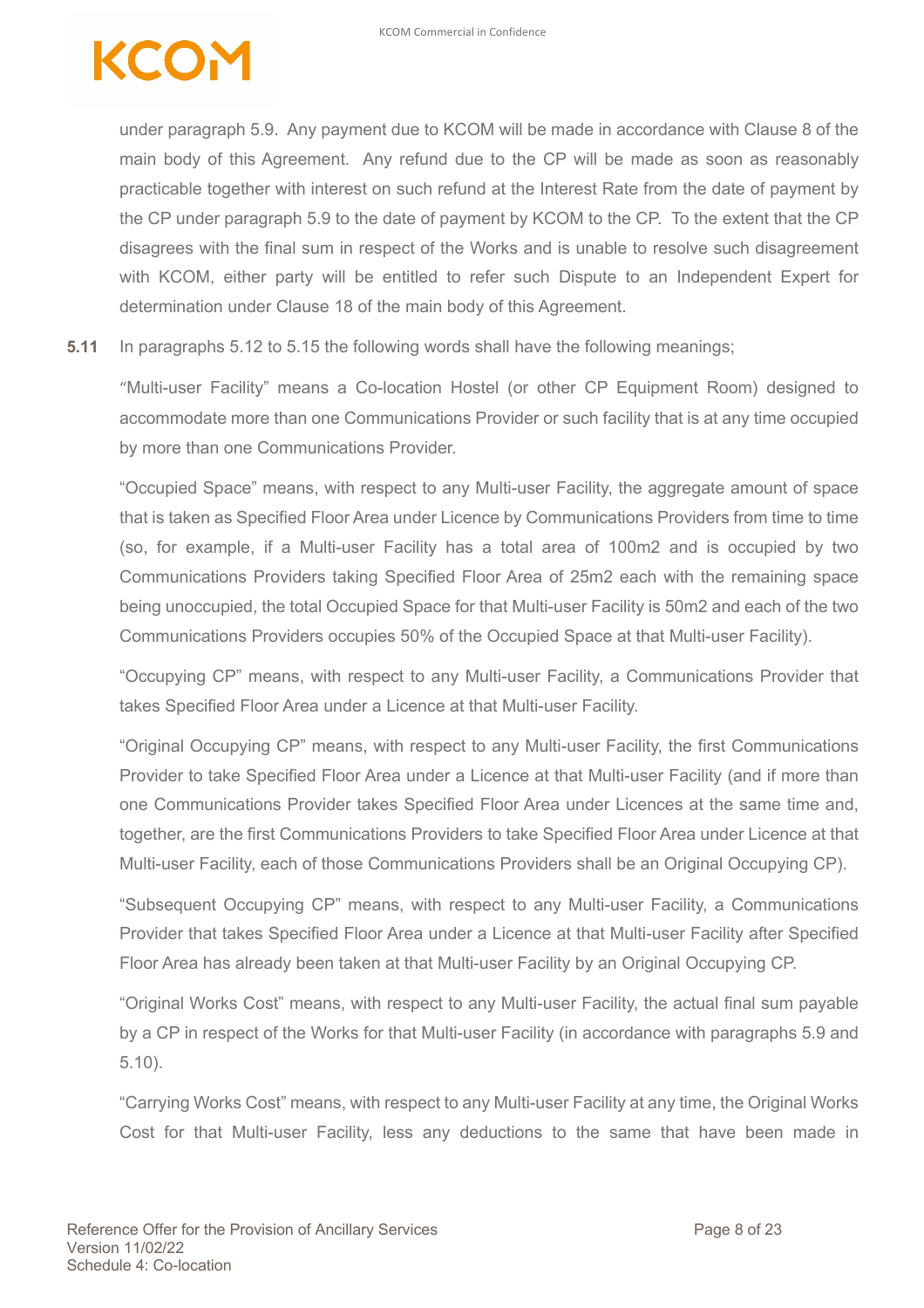under paragraph 5.9. Any payment due to KCOM will be made in accordance with Clause 8 of the main body of this Agreement. Any refund due to the CP will be made as soon as reasonably practicable together with interest on such refund at the Interest Rate from the date of payment by the CP under paragraph 5.9 to the date of payment by KCOM to the CP. To the extent that the CP disagrees with the final sum in respect of the Works and is unable to resolve such disagreement with KCOM, either party will be entitled to refer such Dispute to an Independent Expert for determination under Clause 18 of the main body of this Agreement.

**5.11** In paragraphs 5.12 to 5.15 the following words shall have the following meanings;

"Multi-user Facility" means a Co-location Hostel (or other CP Equipment Room) designed to accommodate more than one Communications Provider or such facility that is at any time occupied by more than one Communications Provider.

"Occupied Space" means, with respect to any Multi-user Facility, the aggregate amount of space that is taken as Specified Floor Area under Licence by Communications Providers from time to time (so, for example, if a Multi-user Facility has a total area of 100m2 and is occupied by two Communications Providers taking Specified Floor Area of 25m2 each with the remaining space being unoccupied, the total Occupied Space for that Multi-user Facility is 50m2 and each of the two Communications Providers occupies 50% of the Occupied Space at that Multi-user Facility).

"Occupying CP" means, with respect to any Multi-user Facility, a Communications Provider that takes Specified Floor Area under a Licence at that Multi-user Facility.

"Original Occupying CP" means, with respect to any Multi-user Facility, the first Communications Provider to take Specified Floor Area under a Licence at that Multi-user Facility (and if more than one Communications Provider takes Specified Floor Area under Licences at the same time and, together, are the first Communications Providers to take Specified Floor Area under Licence at that Multi-user Facility, each of those Communications Providers shall be an Original Occupying CP).

"Subsequent Occupying CP" means, with respect to any Multi-user Facility, a Communications Provider that takes Specified Floor Area under a Licence at that Multi-user Facility after Specified Floor Area has already been taken at that Multi-user Facility by an Original Occupying CP.

"Original Works Cost" means, with respect to any Multi-user Facility, the actual final sum payable by a CP in respect of the Works for that Multi-user Facility (in accordance with paragraphs 5.9 and 5.10).

"Carrying Works Cost" means, with respect to any Multi-user Facility at any time, the Original Works Cost for that Multi-user Facility, less any deductions to the same that have been made in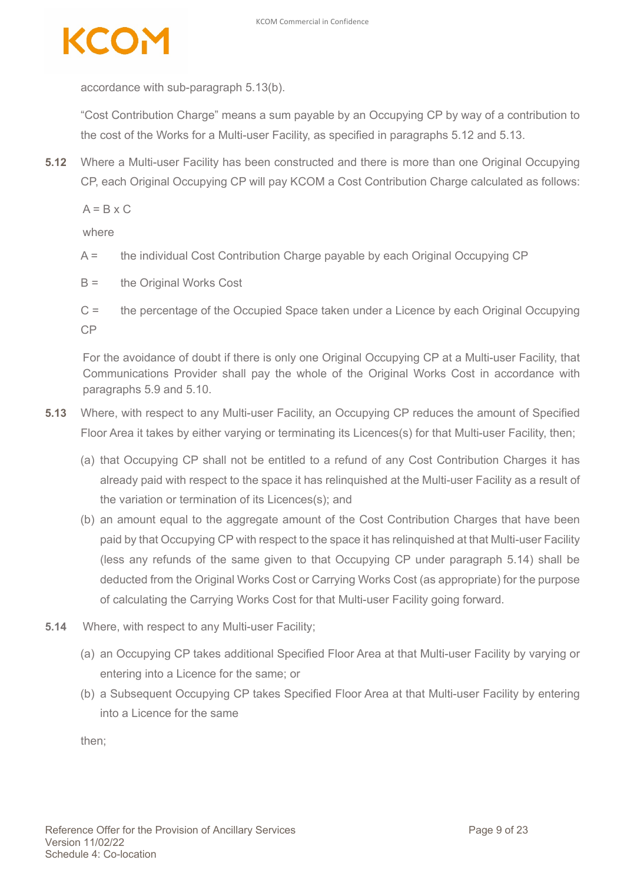accordance with sub-paragraph 5.13(b).

"Cost Contribution Charge" means a sum payable by an Occupying CP by way of a contribution to the cost of the Works for a Multi-user Facility, as specified in paragraphs 5.12 and 5.13.

**5.12** Where a Multi-user Facility has been constructed and there is more than one Original Occupying CP, each Original Occupying CP will pay KCOM a Cost Contribution Charge calculated as follows:

$A = B \times C$

where

A = the individual Cost Contribution Charge payable by each Original Occupying CP

B = the Original Works Cost

C = the percentage of the Occupied Space taken under a Licence by each Original Occupying CP

For the avoidance of doubt if there is only one Original Occupying CP at a Multi-user Facility, that Communications Provider shall pay the whole of the Original Works Cost in accordance with paragraphs 5.9 and 5.10.

**5.13** Where, with respect to any Multi-user Facility, an Occupying CP reduces the amount of Specified Floor Area it takes by either varying or terminating its Licences(s) for that Multi-user Facility, then;

(a) that Occupying CP shall not be entitled to a refund of any Cost Contribution Charges it has already paid with respect to the space it has relinquished at the Multi-user Facility as a result of the variation or termination of its Licences(s); and

(b) an amount equal to the aggregate amount of the Cost Contribution Charges that have been paid by that Occupying CP with respect to the space it has relinquished at that Multi-user Facility (less any refunds of the same given to that Occupying CP under paragraph 5.14) shall be deducted from the Original Works Cost or Carrying Works Cost (as appropriate) for the purpose of calculating the Carrying Works Cost for that Multi-user Facility going forward.

**5.14** Where, with respect to any Multi-user Facility;

(a) an Occupying CP takes additional Specified Floor Area at that Multi-user Facility by varying or entering into a Licence for the same; or

(b) a Subsequent Occupying CP takes Specified Floor Area at that Multi-user Facility by entering into a Licence for the same

then;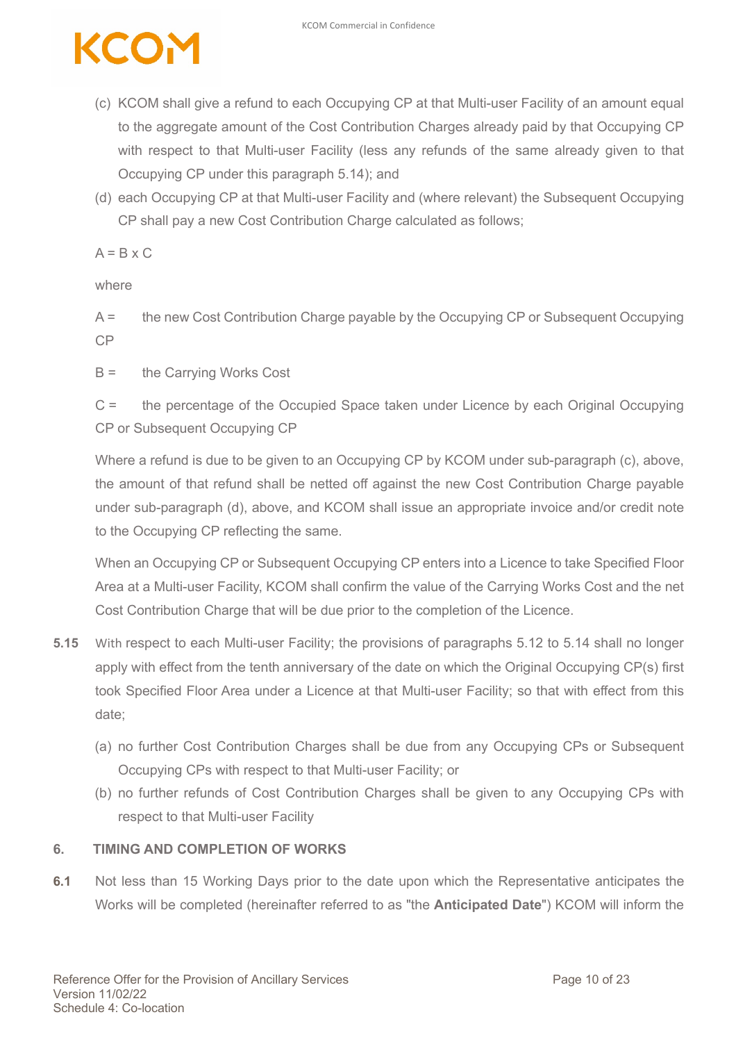(c) KCOM shall give a refund to each Occupying CP at that Multi-user Facility of an amount equal to the aggregate amount of the Cost Contribution Charges already paid by that Occupying CP with respect to that Multi-user Facility (less any refunds of the same already given to that Occupying CP under this paragraph 5.14); and

(d) each Occupying CP at that Multi-user Facility and (where relevant) the Subsequent Occupying CP shall pay a new Cost Contribution Charge calculated as follows;

$$A = B \times C$$

where

A = the new Cost Contribution Charge payable by the Occupying CP or Subsequent Occupying CP

B = the Carrying Works Cost

C = the percentage of the Occupied Space taken under Licence by each Original Occupying CP or Subsequent Occupying CP

Where a refund is due to be given to an Occupying CP by KCOM under sub-paragraph (c), above, the amount of that refund shall be netted off against the new Cost Contribution Charge payable under sub-paragraph (d), above, and KCOM shall issue an appropriate invoice and/or credit note to the Occupying CP reflecting the same.

When an Occupying CP or Subsequent Occupying CP enters into a Licence to take Specified Floor Area at a Multi-user Facility, KCOM shall confirm the value of the Carrying Works Cost and the net Cost Contribution Charge that will be due prior to the completion of the Licence.

**5.15** With respect to each Multi-user Facility; the provisions of paragraphs 5.12 to 5.14 shall no longer apply with effect from the tenth anniversary of the date on which the Original Occupying CP(s) first took Specified Floor Area under a Licence at that Multi-user Facility; so that with effect from this date;

(a) no further Cost Contribution Charges shall be due from any Occupying CPs or Subsequent Occupying CPs with respect to that Multi-user Facility; or

(b) no further refunds of Cost Contribution Charges shall be given to any Occupying CPs with respect to that Multi-user Facility

## 6. TIMING AND COMPLETION OF WORKS

**6.1** Not less than 15 Working Days prior to the date upon which the Representative anticipates the Works will be completed (hereinafter referred to as "the **Anticipated Date**") KCOM will inform the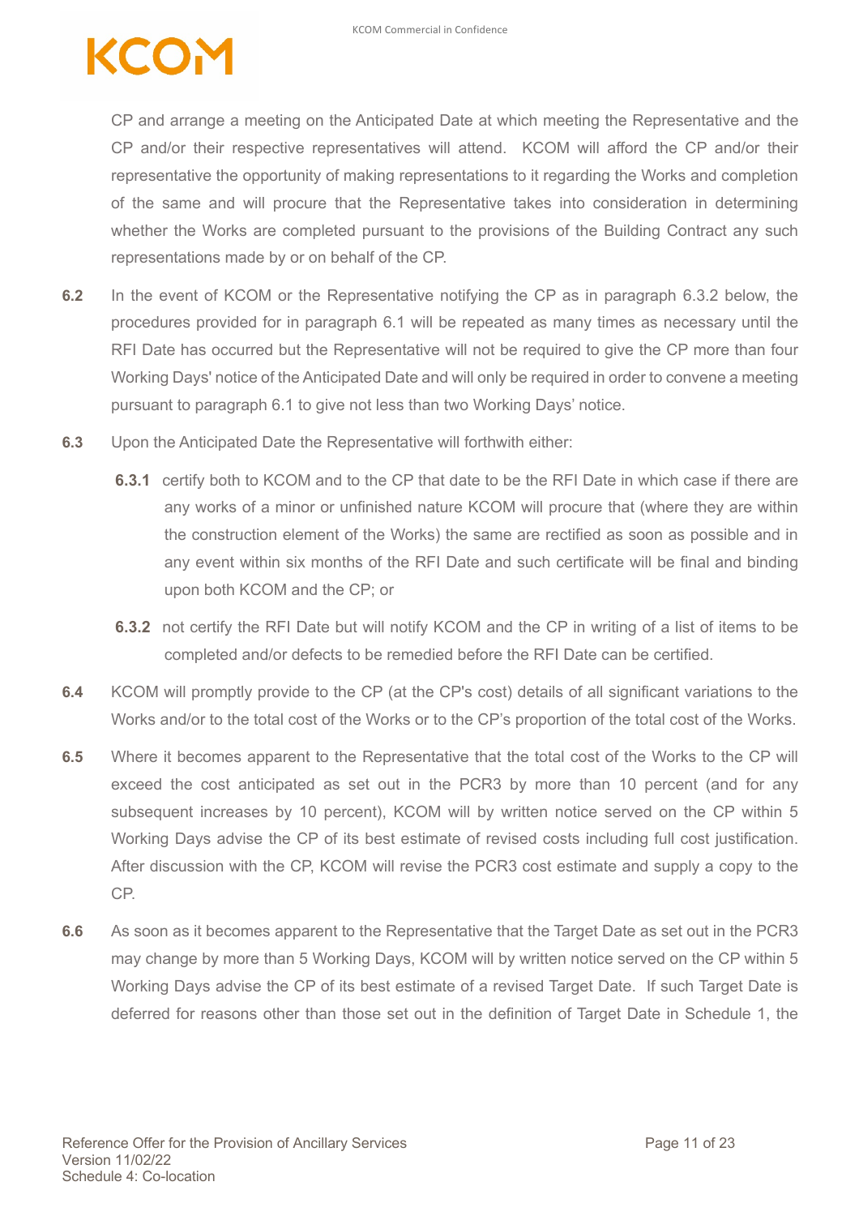CP and arrange a meeting on the Anticipated Date at which meeting the Representative and the CP and/or their respective representatives will attend. KCOM will afford the CP and/or their representative the opportunity of making representations to it regarding the Works and completion of the same and will procure that the Representative takes into consideration in determining whether the Works are completed pursuant to the provisions of the Building Contract any such representations made by or on behalf of the CP.

**6.2** In the event of KCOM or the Representative notifying the CP as in paragraph 6.3.2 below, the procedures provided for in paragraph 6.1 will be repeated as many times as necessary until the RFI Date has occurred but the Representative will not be required to give the CP more than four Working Days' notice of the Anticipated Date and will only be required in order to convene a meeting pursuant to paragraph 6.1 to give not less than two Working Days' notice.

**6.3** Upon the Anticipated Date the Representative will forthwith either:

**6.3.1** certify both to KCOM and to the CP that date to be the RFI Date in which case if there are any works of a minor or unfinished nature KCOM will procure that (where they are within the construction element of the Works) the same are rectified as soon as possible and in any event within six months of the RFI Date and such certificate will be final and binding upon both KCOM and the CP; or

**6.3.2** not certify the RFI Date but will notify KCOM and the CP in writing of a list of items to be completed and/or defects to be remedied before the RFI Date can be certified.

**6.4** KCOM will promptly provide to the CP (at the CP's cost) details of all significant variations to the Works and/or to the total cost of the Works or to the CP's proportion of the total cost of the Works.

**6.5** Where it becomes apparent to the Representative that the total cost of the Works to the CP will exceed the cost anticipated as set out in the PCR3 by more than 10 percent (and for any subsequent increases by 10 percent), KCOM will by written notice served on the CP within 5 Working Days advise the CP of its best estimate of revised costs including full cost justification. After discussion with the CP, KCOM will revise the PCR3 cost estimate and supply a copy to the CP.

**6.6** As soon as it becomes apparent to the Representative that the Target Date as set out in the PCR3 may change by more than 5 Working Days, KCOM will by written notice served on the CP within 5 Working Days advise the CP of its best estimate of a revised Target Date. If such Target Date is deferred for reasons other than those set out in the definition of Target Date in Schedule 1, the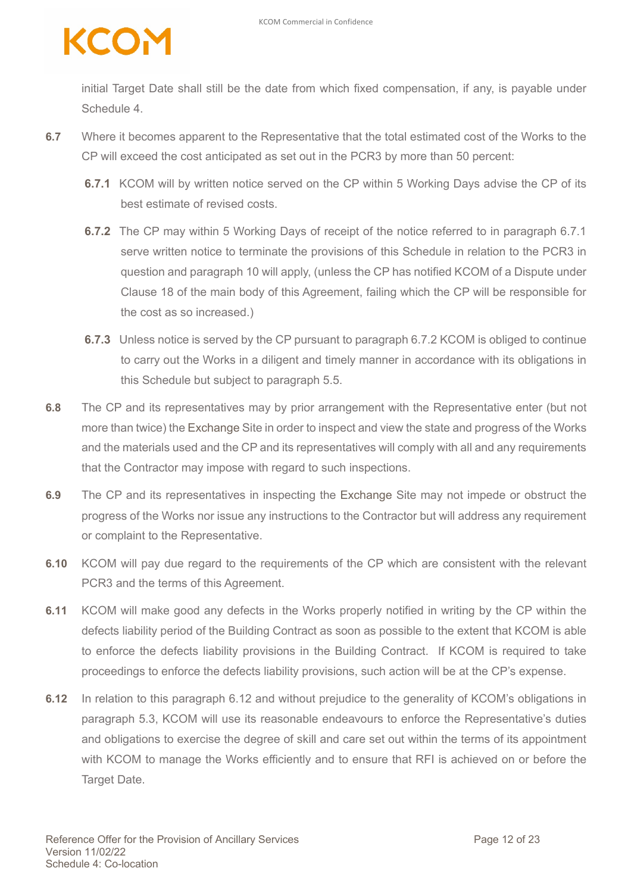initial Target Date shall still be the date from which fixed compensation, if any, is payable under Schedule 4.

**6.7** Where it becomes apparent to the Representative that the total estimated cost of the Works to the CP will exceed the cost anticipated as set out in the PCR3 by more than 50 percent:

**6.7.1** KCOM will by written notice served on the CP within 5 Working Days advise the CP of its best estimate of revised costs.

**6.7.2** The CP may within 5 Working Days of receipt of the notice referred to in paragraph 6.7.1 serve written notice to terminate the provisions of this Schedule in relation to the PCR3 in question and paragraph 10 will apply, (unless the CP has notified KCOM of a Dispute under Clause 18 of the main body of this Agreement, failing which the CP will be responsible for the cost as so increased.)

**6.7.3** Unless notice is served by the CP pursuant to paragraph 6.7.2 KCOM is obliged to continue to carry out the Works in a diligent and timely manner in accordance with its obligations in this Schedule but subject to paragraph 5.5.

**6.8** The CP and its representatives may by prior arrangement with the Representative enter (but not more than twice) the Exchange Site in order to inspect and view the state and progress of the Works and the materials used and the CP and its representatives will comply with all and any requirements that the Contractor may impose with regard to such inspections.

**6.9** The CP and its representatives in inspecting the Exchange Site may not impede or obstruct the progress of the Works nor issue any instructions to the Contractor but will address any requirement or complaint to the Representative.

**6.10** KCOM will pay due regard to the requirements of the CP which are consistent with the relevant PCR3 and the terms of this Agreement.

**6.11** KCOM will make good any defects in the Works properly notified in writing by the CP within the defects liability period of the Building Contract as soon as possible to the extent that KCOM is able to enforce the defects liability provisions in the Building Contract. If KCOM is required to take proceedings to enforce the defects liability provisions, such action will be at the CP's expense.

**6.12** In relation to this paragraph 6.12 and without prejudice to the generality of KCOM's obligations in paragraph 5.3, KCOM will use its reasonable endeavours to enforce the Representative's duties and obligations to exercise the degree of skill and care set out within the terms of its appointment with KCOM to manage the Works efficiently and to ensure that RFI is achieved on or before the Target Date.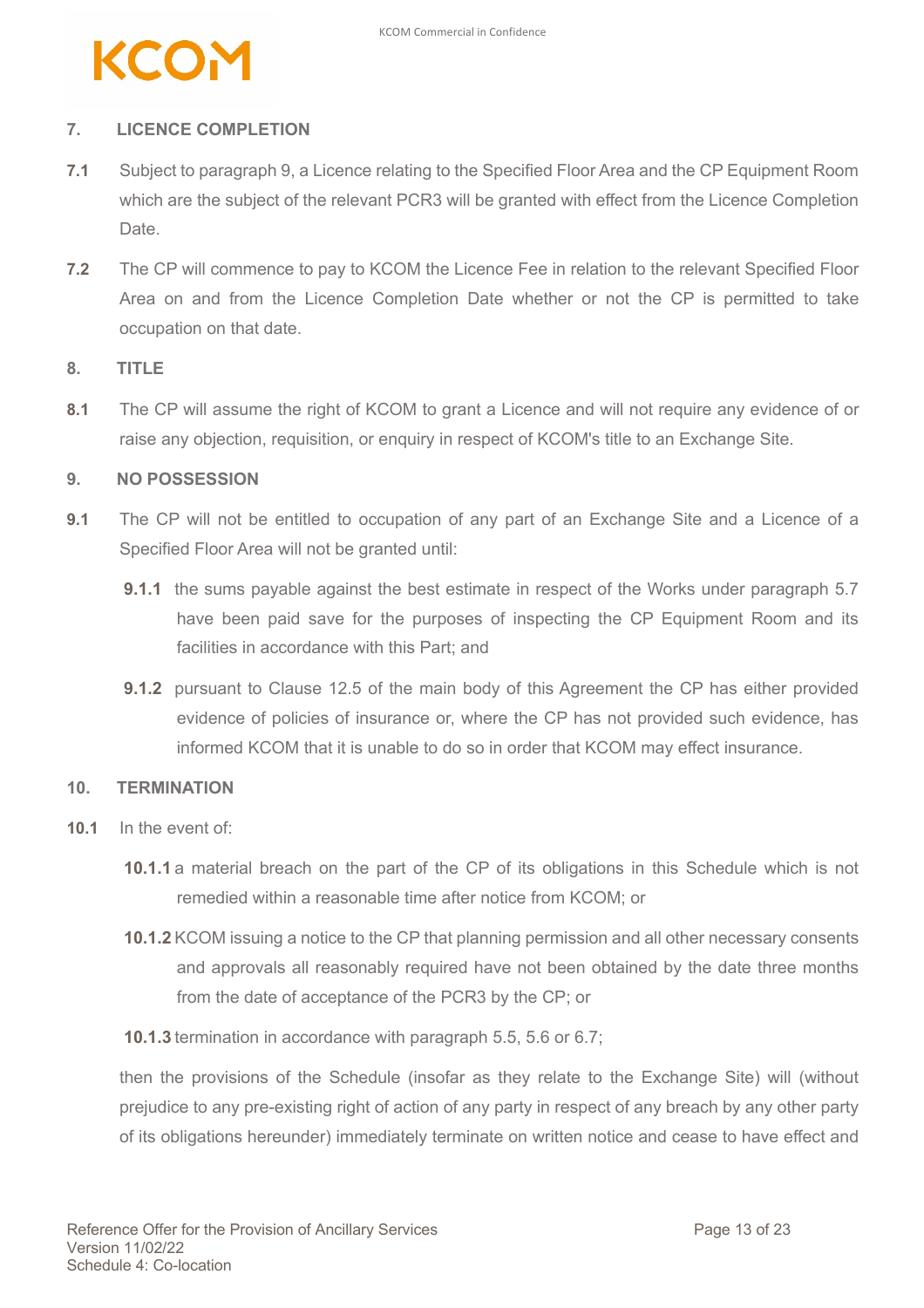## 7. LICENCE COMPLETION

**7.1** Subject to paragraph 9, a Licence relating to the Specified Floor Area and the CP Equipment Room which are the subject of the relevant PCR3 will be granted with effect from the Licence Completion Date.

**7.2** The CP will commence to pay to KCOM the Licence Fee in relation to the relevant Specified Floor Area on and from the Licence Completion Date whether or not the CP is permitted to take occupation on that date.

## 8. TITLE

**8.1** The CP will assume the right of KCOM to grant a Licence and will not require any evidence of or raise any objection, requisition, or enquiry in respect of KCOM's title to an Exchange Site.

## 9. NO POSSESSION

**9.1** The CP will not be entitled to occupation of any part of an Exchange Site and a Licence of a Specified Floor Area will not be granted until:

**9.1.1** the sums payable against the best estimate in respect of the Works under paragraph 5.7 have been paid save for the purposes of inspecting the CP Equipment Room and its facilities in accordance with this Part; and

**9.1.2** pursuant to Clause 12.5 of the main body of this Agreement the CP has either provided evidence of policies of insurance or, where the CP has not provided such evidence, has informed KCOM that it is unable to do so in order that KCOM may effect insurance.

## 10. TERMINATION

**10.1** In the event of:

**10.1.1** a material breach on the part of the CP of its obligations in this Schedule which is not remedied within a reasonable time after notice from KCOM; or

**10.1.2** KCOM issuing a notice to the CP that planning permission and all other necessary consents and approvals all reasonably required have not been obtained by the date three months from the date of acceptance of the PCR3 by the CP; or

**10.1.3** termination in accordance with paragraph 5.5, 5.6 or 6.7;

then the provisions of the Schedule (insofar as they relate to the Exchange Site) will (without prejudice to any pre-existing right of action of any party in respect of any breach by any other party of its obligations hereunder) immediately terminate on written notice and cease to have effect and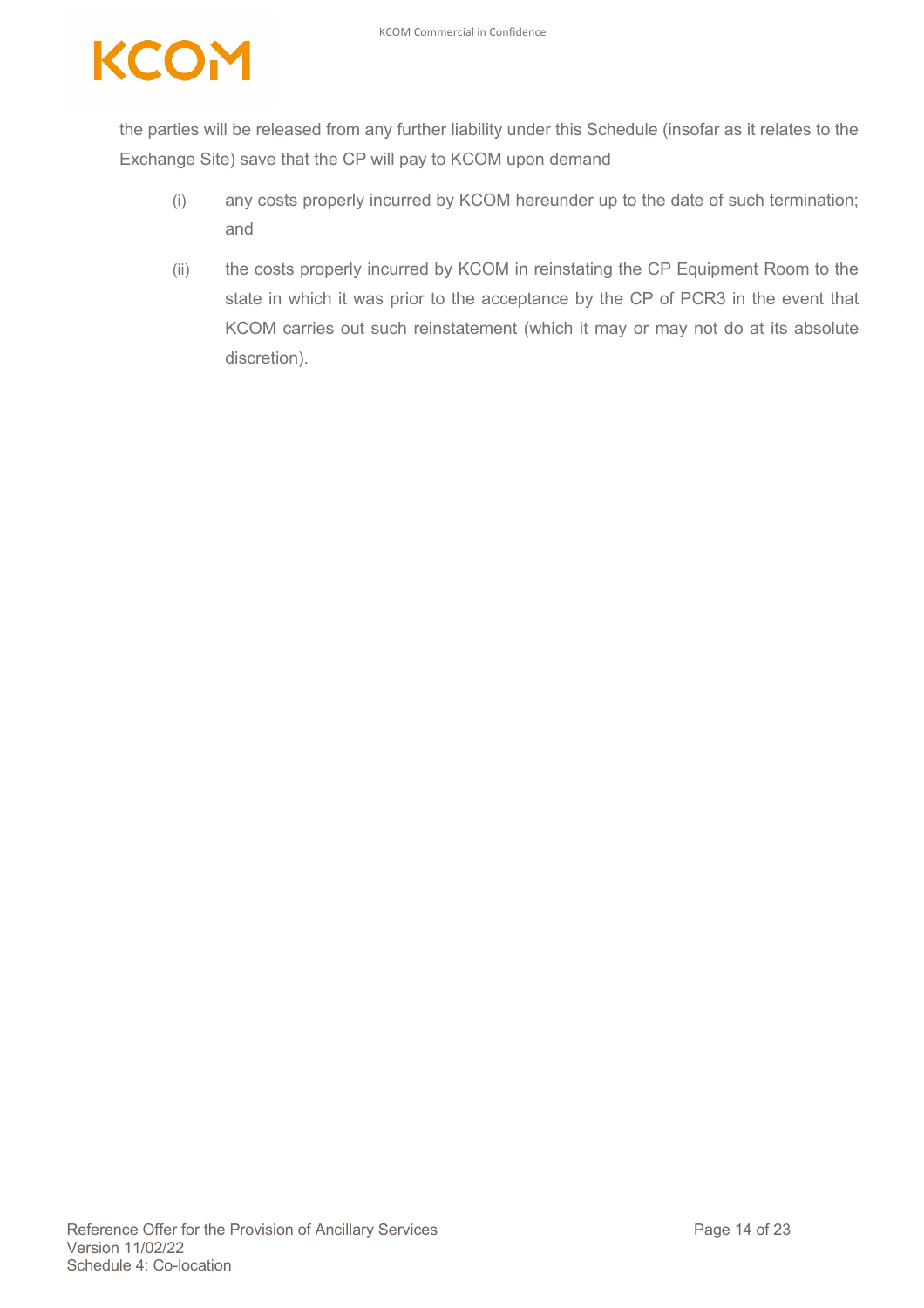the parties will be released from any further liability under this Schedule (insofar as it relates to the Exchange Site) save that the CP will pay to KCOM upon demand

(i) any costs properly incurred by KCOM hereunder up to the date of such termination; and

(ii) the costs properly incurred by KCOM in reinstating the CP Equipment Room to the state in which it was prior to the acceptance by the CP of PCR3 in the event that KCOM carries out such reinstatement (which it may or may not do at its absolute discretion).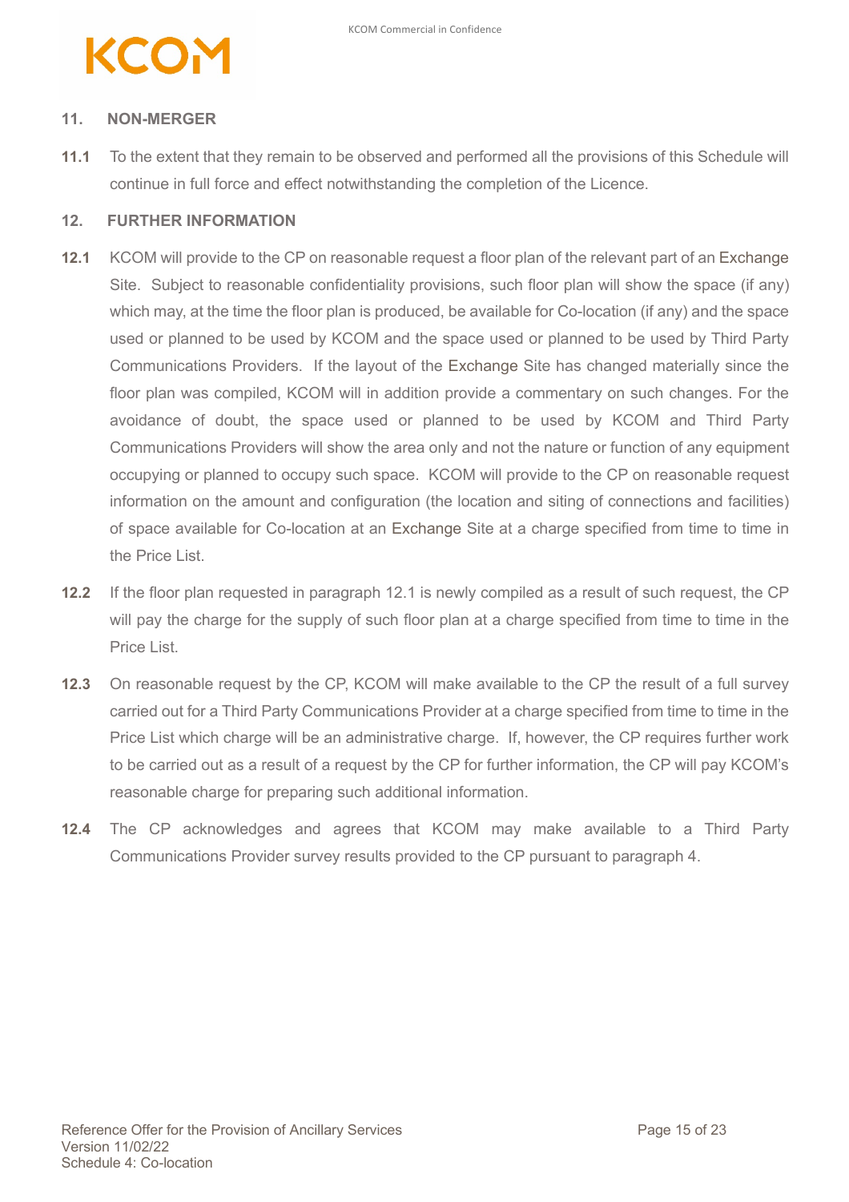## 11. NON-MERGER

**11.1** To the extent that they remain to be observed and performed all the provisions of this Schedule will continue in full force and effect notwithstanding the completion of the Licence.

## 12. FURTHER INFORMATION

**12.1** KCOM will provide to the CP on reasonable request a floor plan of the relevant part of an Exchange Site. Subject to reasonable confidentiality provisions, such floor plan will show the space (if any) which may, at the time the floor plan is produced, be available for Co-location (if any) and the space used or planned to be used by KCOM and the space used or planned to be used by Third Party Communications Providers. If the layout of the Exchange Site has changed materially since the floor plan was compiled, KCOM will in addition provide a commentary on such changes. For the avoidance of doubt, the space used or planned to be used by KCOM and Third Party Communications Providers will show the area only and not the nature or function of any equipment occupying or planned to occupy such space. KCOM will provide to the CP on reasonable request information on the amount and configuration (the location and siting of connections and facilities) of space available for Co-location at an Exchange Site at a charge specified from time to time in the Price List.

**12.2** If the floor plan requested in paragraph 12.1 is newly compiled as a result of such request, the CP will pay the charge for the supply of such floor plan at a charge specified from time to time in the Price List.

**12.3** On reasonable request by the CP, KCOM will make available to the CP the result of a full survey carried out for a Third Party Communications Provider at a charge specified from time to time in the Price List which charge will be an administrative charge. If, however, the CP requires further work to be carried out as a result of a request by the CP for further information, the CP will pay KCOM's reasonable charge for preparing such additional information.

**12.4** The CP acknowledges and agrees that KCOM may make available to a Third Party Communications Provider survey results provided to the CP pursuant to paragraph 4.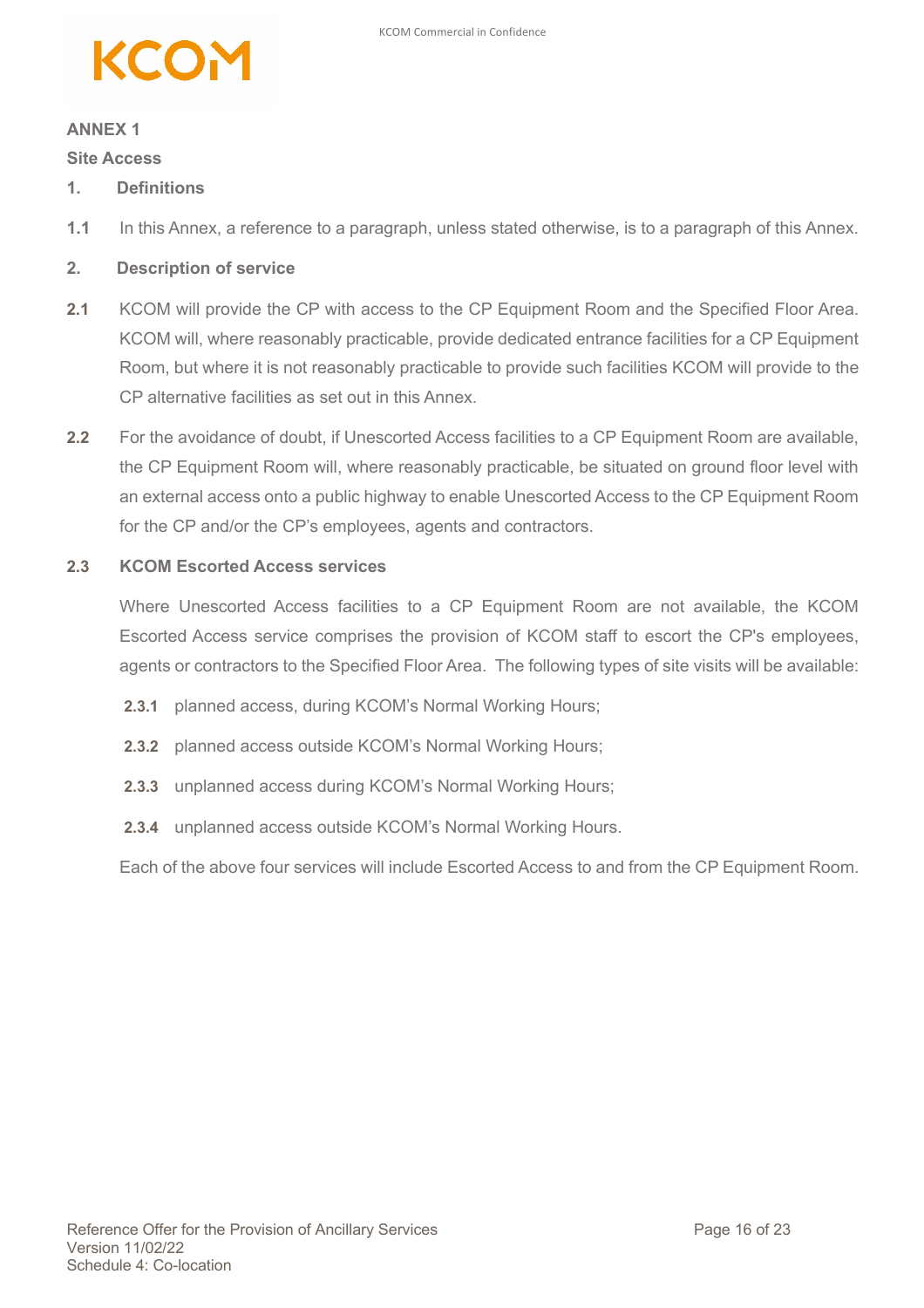**ANNEX 1**

**Site Access**

**1. Definitions**

**1.1** In this Annex, a reference to a paragraph, unless stated otherwise, is to a paragraph of this Annex.

**2. Description of service**

**2.1** KCOM will provide the CP with access to the CP Equipment Room and the Specified Floor Area. KCOM will, where reasonably practicable, provide dedicated entrance facilities for a CP Equipment Room, but where it is not reasonably practicable to provide such facilities KCOM will provide to the CP alternative facilities as set out in this Annex.

**2.2** For the avoidance of doubt, if Unescorted Access facilities to a CP Equipment Room are available, the CP Equipment Room will, where reasonably practicable, be situated on ground floor level with an external access onto a public highway to enable Unescorted Access to the CP Equipment Room for the CP and/or the CP's employees, agents and contractors.

**2.3 KCOM Escorted Access services**

Where Unescorted Access facilities to a CP Equipment Room are not available, the KCOM Escorted Access service comprises the provision of KCOM staff to escort the CP's employees, agents or contractors to the Specified Floor Area. The following types of site visits will be available:

**2.3.1** planned access, during KCOM's Normal Working Hours;

**2.3.2** planned access outside KCOM's Normal Working Hours;

**2.3.3** unplanned access during KCOM's Normal Working Hours;

**2.3.4** unplanned access outside KCOM's Normal Working Hours.

Each of the above four services will include Escorted Access to and from the CP Equipment Room.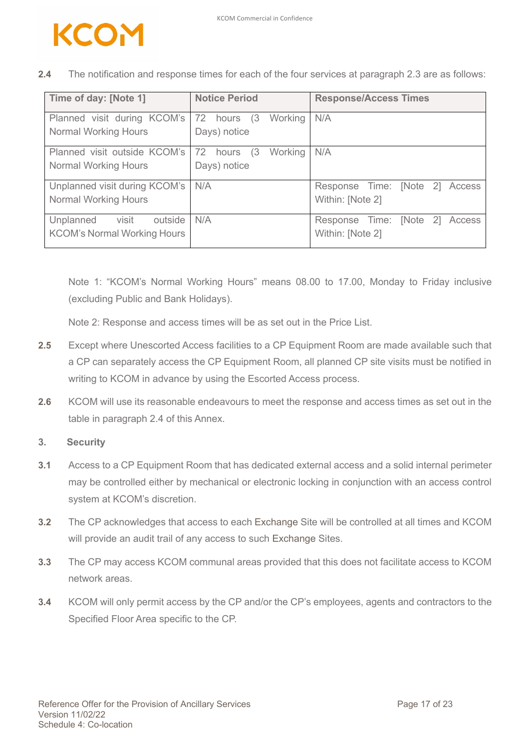**2.4** The notification and response times for each of the four services at paragraph 2.3 are as follows:

| Time of day: [Note 1] | Notice Period | Response/Access Times |
|---|---|---|
| Planned visit during KCOM's Normal Working Hours | 72 hours (3 Working Days) notice | N/A |
| Planned visit outside KCOM's Normal Working Hours | 72 hours (3 Working Days) notice | N/A |
| Unplanned visit during KCOM's Normal Working Hours | N/A | Response Time: [Note 2] Access Within: [Note 2] |
| Unplanned visit outside KCOM's Normal Working Hours | N/A | Response Time: [Note 2] Access Within: [Note 2] |

Note 1: "KCOM's Normal Working Hours" means 08.00 to 17.00, Monday to Friday inclusive (excluding Public and Bank Holidays).

Note 2: Response and access times will be as set out in the Price List.

**2.5** Except where Unescorted Access facilities to a CP Equipment Room are made available such that a CP can separately access the CP Equipment Room, all planned CP site visits must be notified in writing to KCOM in advance by using the Escorted Access process.

**2.6** KCOM will use its reasonable endeavours to meet the response and access times as set out in the table in paragraph 2.4 of this Annex.

**3. Security**

**3.1** Access to a CP Equipment Room that has dedicated external access and a solid internal perimeter may be controlled either by mechanical or electronic locking in conjunction with an access control system at KCOM's discretion.

**3.2** The CP acknowledges that access to each Exchange Site will be controlled at all times and KCOM will provide an audit trail of any access to such Exchange Sites.

**3.3** The CP may access KCOM communal areas provided that this does not facilitate access to KCOM network areas.

**3.4** KCOM will only permit access by the CP and/or the CP's employees, agents and contractors to the Specified Floor Area specific to the CP.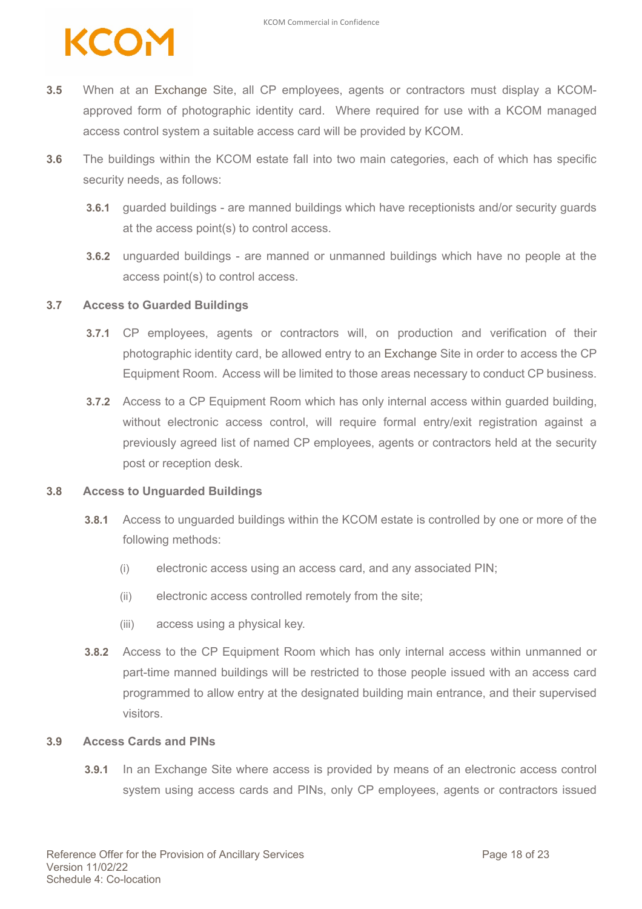**3.5** When at an Exchange Site, all CP employees, agents or contractors must display a KCOM-approved form of photographic identity card. Where required for use with a KCOM managed access control system a suitable access card will be provided by KCOM.

**3.6** The buildings within the KCOM estate fall into two main categories, each of which has specific security needs, as follows:

**3.6.1** guarded buildings - are manned buildings which have receptionists and/or security guards at the access point(s) to control access.

**3.6.2** unguarded buildings - are manned or unmanned buildings which have no people at the access point(s) to control access.

**3.7 Access to Guarded Buildings**

**3.7.1** CP employees, agents or contractors will, on production and verification of their photographic identity card, be allowed entry to an Exchange Site in order to access the CP Equipment Room. Access will be limited to those areas necessary to conduct CP business.

**3.7.2** Access to a CP Equipment Room which has only internal access within guarded building, without electronic access control, will require formal entry/exit registration against a previously agreed list of named CP employees, agents or contractors held at the security post or reception desk.

**3.8 Access to Unguarded Buildings**

**3.8.1** Access to unguarded buildings within the KCOM estate is controlled by one or more of the following methods:

(i) electronic access using an access card, and any associated PIN;

(ii) electronic access controlled remotely from the site;

(iii) access using a physical key.

**3.8.2** Access to the CP Equipment Room which has only internal access within unmanned or part-time manned buildings will be restricted to those people issued with an access card programmed to allow entry at the designated building main entrance, and their supervised visitors.

**3.9 Access Cards and PINs**

**3.9.1** In an Exchange Site where access is provided by means of an electronic access control system using access cards and PINs, only CP employees, agents or contractors issued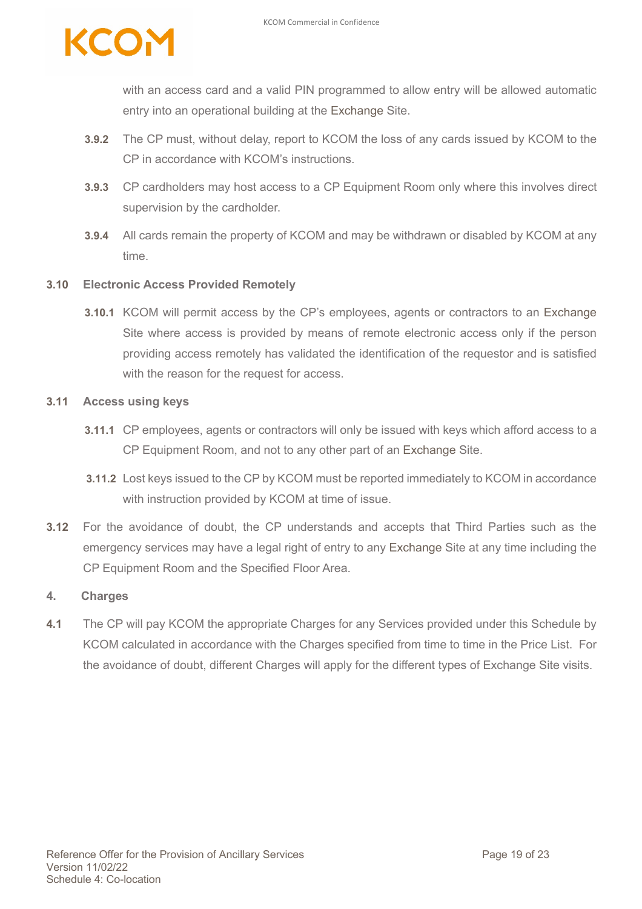with an access card and a valid PIN programmed to allow entry will be allowed automatic entry into an operational building at the Exchange Site.

**3.9.2** The CP must, without delay, report to KCOM the loss of any cards issued by KCOM to the CP in accordance with KCOM's instructions.

**3.9.3** CP cardholders may host access to a CP Equipment Room only where this involves direct supervision by the cardholder.

**3.9.4** All cards remain the property of KCOM and may be withdrawn or disabled by KCOM at any time.

### 3.10 Electronic Access Provided Remotely

**3.10.1** KCOM will permit access by the CP's employees, agents or contractors to an Exchange Site where access is provided by means of remote electronic access only if the person providing access remotely has validated the identification of the requestor and is satisfied with the reason for the request for access.

### 3.11 Access using keys

**3.11.1** CP employees, agents or contractors will only be issued with keys which afford access to a CP Equipment Room, and not to any other part of an Exchange Site.

**3.11.2** Lost keys issued to the CP by KCOM must be reported immediately to KCOM in accordance with instruction provided by KCOM at time of issue.

**3.12** For the avoidance of doubt, the CP understands and accepts that Third Parties such as the emergency services may have a legal right of entry to any Exchange Site at any time including the CP Equipment Room and the Specified Floor Area.

## 4. Charges

**4.1** The CP will pay KCOM the appropriate Charges for any Services provided under this Schedule by KCOM calculated in accordance with the Charges specified from time to time in the Price List. For the avoidance of doubt, different Charges will apply for the different types of Exchange Site visits.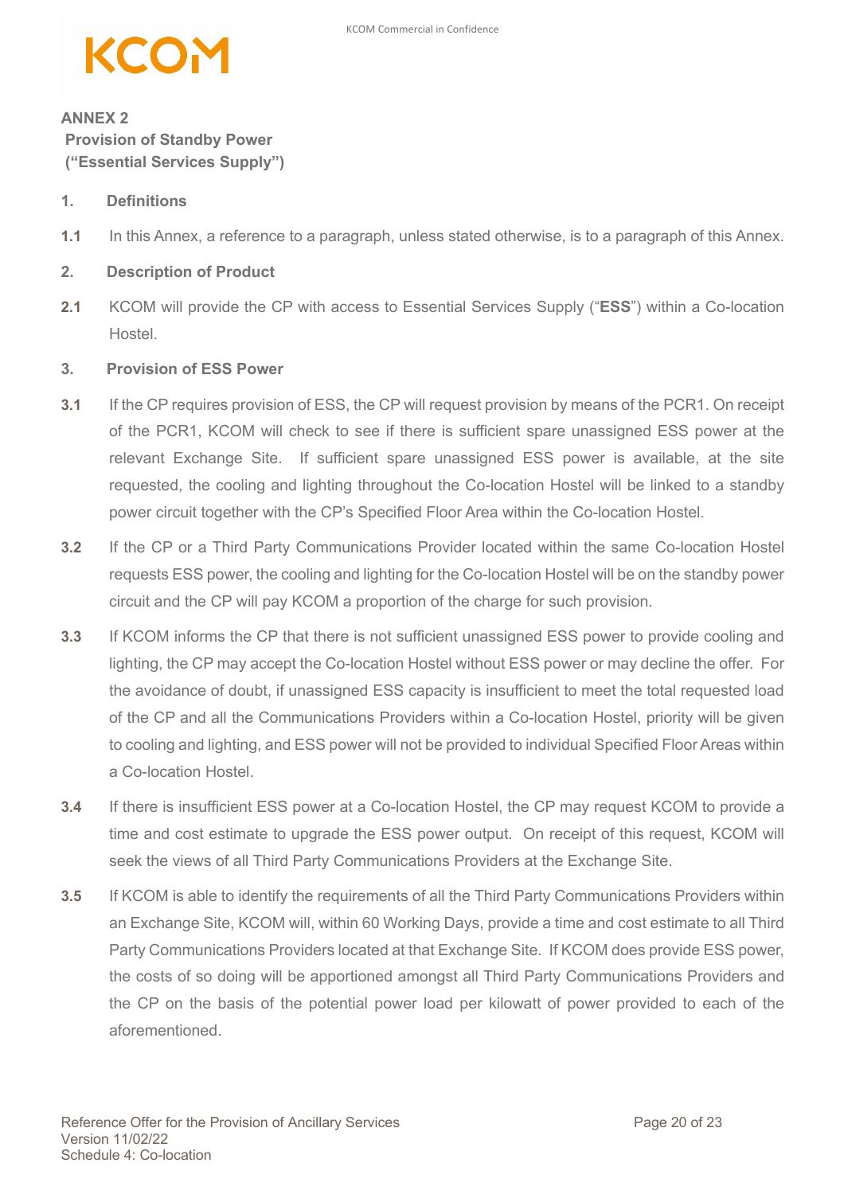## ANNEX 2
**Provision of Standby Power**
**("Essential Services Supply")**

**1. Definitions**

**1.1** In this Annex, a reference to a paragraph, unless stated otherwise, is to a paragraph of this Annex.

**2. Description of Product**

**2.1** KCOM will provide the CP with access to Essential Services Supply ("**ESS**") within a Co-location Hostel.

**3. Provision of ESS Power**

**3.1** If the CP requires provision of ESS, the CP will request provision by means of the PCR1. On receipt of the PCR1, KCOM will check to see if there is sufficient spare unassigned ESS power at the relevant Exchange Site. If sufficient spare unassigned ESS power is available, at the site requested, the cooling and lighting throughout the Co-location Hostel will be linked to a standby power circuit together with the CP's Specified Floor Area within the Co-location Hostel.

**3.2** If the CP or a Third Party Communications Provider located within the same Co-location Hostel requests ESS power, the cooling and lighting for the Co-location Hostel will be on the standby power circuit and the CP will pay KCOM a proportion of the charge for such provision.

**3.3** If KCOM informs the CP that there is not sufficient unassigned ESS power to provide cooling and lighting, the CP may accept the Co-location Hostel without ESS power or may decline the offer. For the avoidance of doubt, if unassigned ESS capacity is insufficient to meet the total requested load of the CP and all the Communications Providers within a Co-location Hostel, priority will be given to cooling and lighting, and ESS power will not be provided to individual Specified Floor Areas within a Co-location Hostel.

**3.4** If there is insufficient ESS power at a Co-location Hostel, the CP may request KCOM to provide a time and cost estimate to upgrade the ESS power output. On receipt of this request, KCOM will seek the views of all Third Party Communications Providers at the Exchange Site.

**3.5** If KCOM is able to identify the requirements of all the Third Party Communications Providers within an Exchange Site, KCOM will, within 60 Working Days, provide a time and cost estimate to all Third Party Communications Providers located at that Exchange Site. If KCOM does provide ESS power, the costs of so doing will be apportioned amongst all Third Party Communications Providers and the CP on the basis of the potential power load per kilowatt of power provided to each of the aforementioned.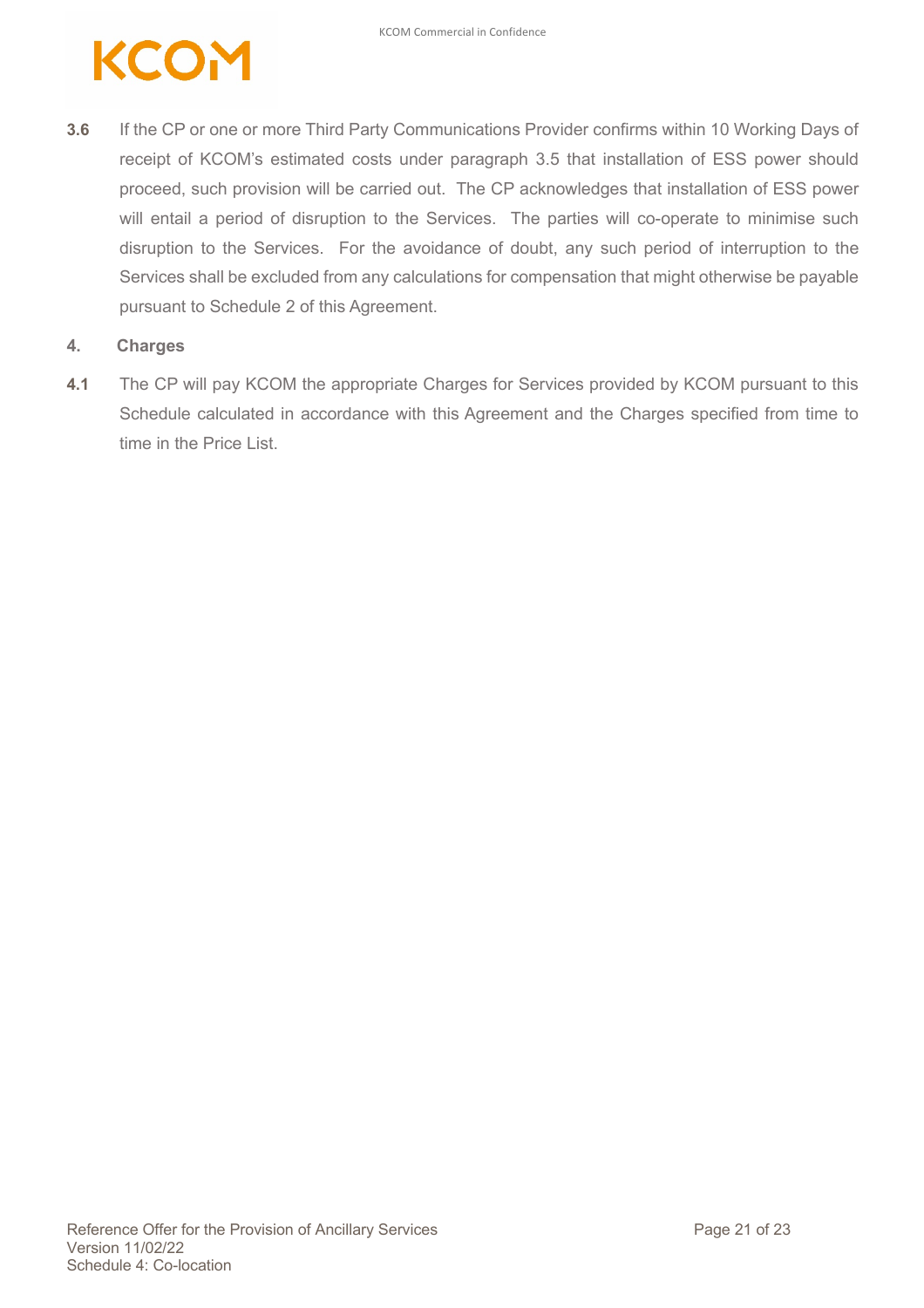**3.6** If the CP or one or more Third Party Communications Provider confirms within 10 Working Days of receipt of KCOM's estimated costs under paragraph 3.5 that installation of ESS power should proceed, such provision will be carried out. The CP acknowledges that installation of ESS power will entail a period of disruption to the Services. The parties will co-operate to minimise such disruption to the Services. For the avoidance of doubt, any such period of interruption to the Services shall be excluded from any calculations for compensation that might otherwise be payable pursuant to Schedule 2 of this Agreement.

## 4. Charges

**4.1** The CP will pay KCOM the appropriate Charges for Services provided by KCOM pursuant to this Schedule calculated in accordance with this Agreement and the Charges specified from time to time in the Price List.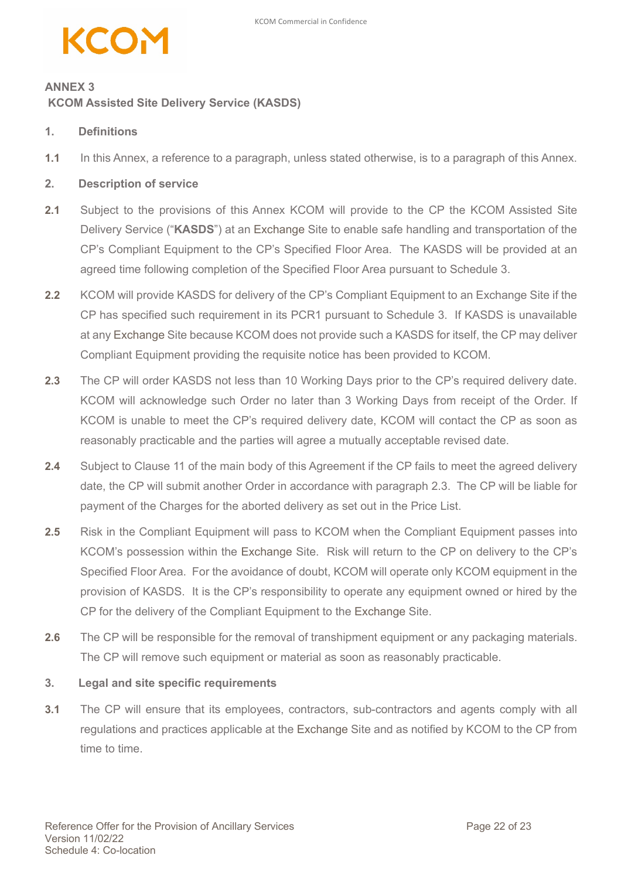## ANNEX 3
### KCOM Assisted Site Delivery Service (KASDS)

**1. Definitions**

**1.1** In this Annex, a reference to a paragraph, unless stated otherwise, is to a paragraph of this Annex.

**2. Description of service**

**2.1** Subject to the provisions of this Annex KCOM will provide to the CP the KCOM Assisted Site Delivery Service ("**KASDS**") at an Exchange Site to enable safe handling and transportation of the CP's Compliant Equipment to the CP's Specified Floor Area. The KASDS will be provided at an agreed time following completion of the Specified Floor Area pursuant to Schedule 3.

**2.2** KCOM will provide KASDS for delivery of the CP's Compliant Equipment to an Exchange Site if the CP has specified such requirement in its PCR1 pursuant to Schedule 3. If KASDS is unavailable at any Exchange Site because KCOM does not provide such a KASDS for itself, the CP may deliver Compliant Equipment providing the requisite notice has been provided to KCOM.

**2.3** The CP will order KASDS not less than 10 Working Days prior to the CP's required delivery date. KCOM will acknowledge such Order no later than 3 Working Days from receipt of the Order. If KCOM is unable to meet the CP's required delivery date, KCOM will contact the CP as soon as reasonably practicable and the parties will agree a mutually acceptable revised date.

**2.4** Subject to Clause 11 of the main body of this Agreement if the CP fails to meet the agreed delivery date, the CP will submit another Order in accordance with paragraph 2.3. The CP will be liable for payment of the Charges for the aborted delivery as set out in the Price List.

**2.5** Risk in the Compliant Equipment will pass to KCOM when the Compliant Equipment passes into KCOM's possession within the Exchange Site. Risk will return to the CP on delivery to the CP's Specified Floor Area. For the avoidance of doubt, KCOM will operate only KCOM equipment in the provision of KASDS. It is the CP's responsibility to operate any equipment owned or hired by the CP for the delivery of the Compliant Equipment to the Exchange Site.

**2.6** The CP will be responsible for the removal of transhipment equipment or any packaging materials. The CP will remove such equipment or material as soon as reasonably practicable.

**3. Legal and site specific requirements**

**3.1** The CP will ensure that its employees, contractors, sub-contractors and agents comply with all regulations and practices applicable at the Exchange Site and as notified by KCOM to the CP from time to time.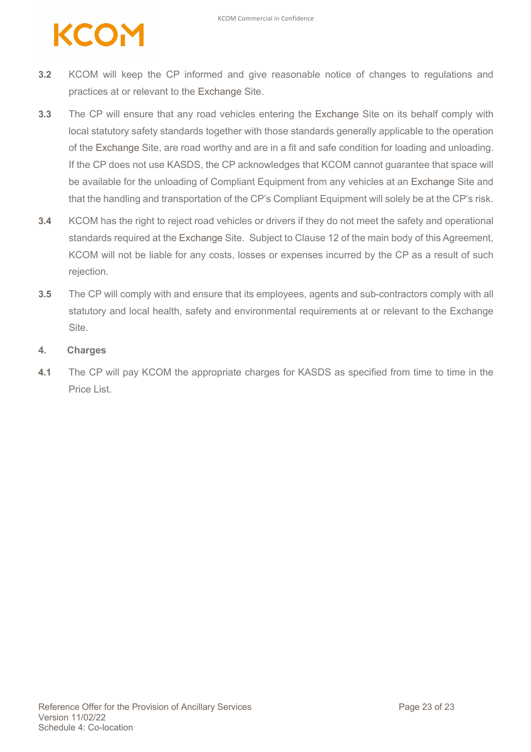**3.2** KCOM will keep the CP informed and give reasonable notice of changes to regulations and practices at or relevant to the Exchange Site.

**3.3** The CP will ensure that any road vehicles entering the Exchange Site on its behalf comply with local statutory safety standards together with those standards generally applicable to the operation of the Exchange Site, are road worthy and are in a fit and safe condition for loading and unloading. If the CP does not use KASDS, the CP acknowledges that KCOM cannot guarantee that space will be available for the unloading of Compliant Equipment from any vehicles at an Exchange Site and that the handling and transportation of the CP's Compliant Equipment will solely be at the CP's risk.

**3.4** KCOM has the right to reject road vehicles or drivers if they do not meet the safety and operational standards required at the Exchange Site. Subject to Clause 12 of the main body of this Agreement, KCOM will not be liable for any costs, losses or expenses incurred by the CP as a result of such rejection.

**3.5** The CP will comply with and ensure that its employees, agents and sub-contractors comply with all statutory and local health, safety and environmental requirements at or relevant to the Exchange Site.

## 4. Charges

**4.1** The CP will pay KCOM the appropriate charges for KASDS as specified from time to time in the Price List.